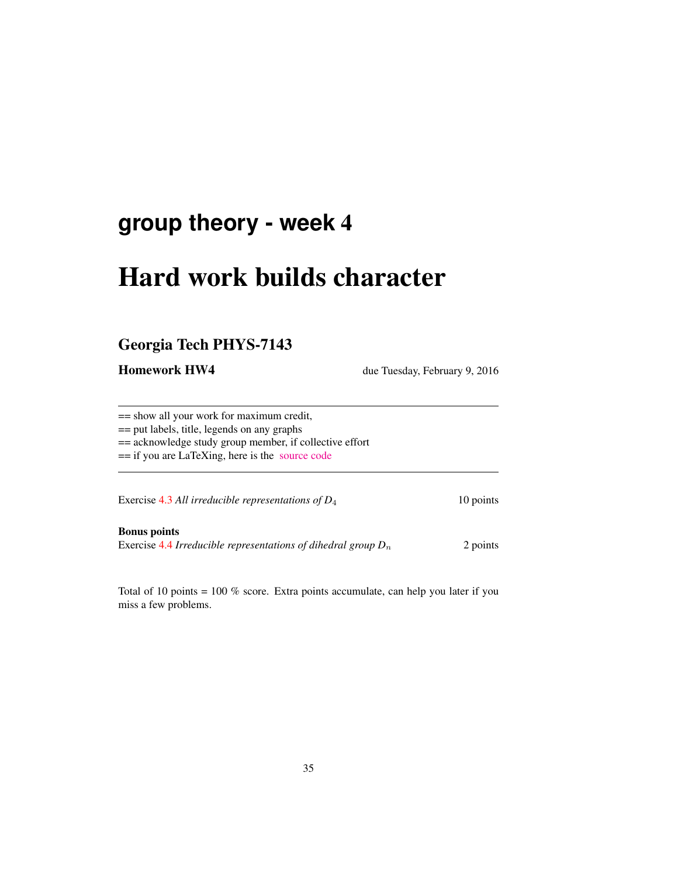# group theory - week 4

# Hard work builds character

## Georgia Tech PHYS-7143

**Homework HW4** due Tuesday, February 9, 2016

---

== show all your work for maximum credit,
== put labels, title, legends on any graphs
== acknowledge study group member, if collective effort
== if you are LaTeXing, here is the source code

---

Exercise 4.3 *All irreducible representations of* $D_4$ 10 points

**Bonus points**
Exercise 4.4 *Irreducible representations of dihedral group* $D_n$ 2 points

Total of 10 points = 100 % score. Extra points accumulate, can help you later if you miss a few problems.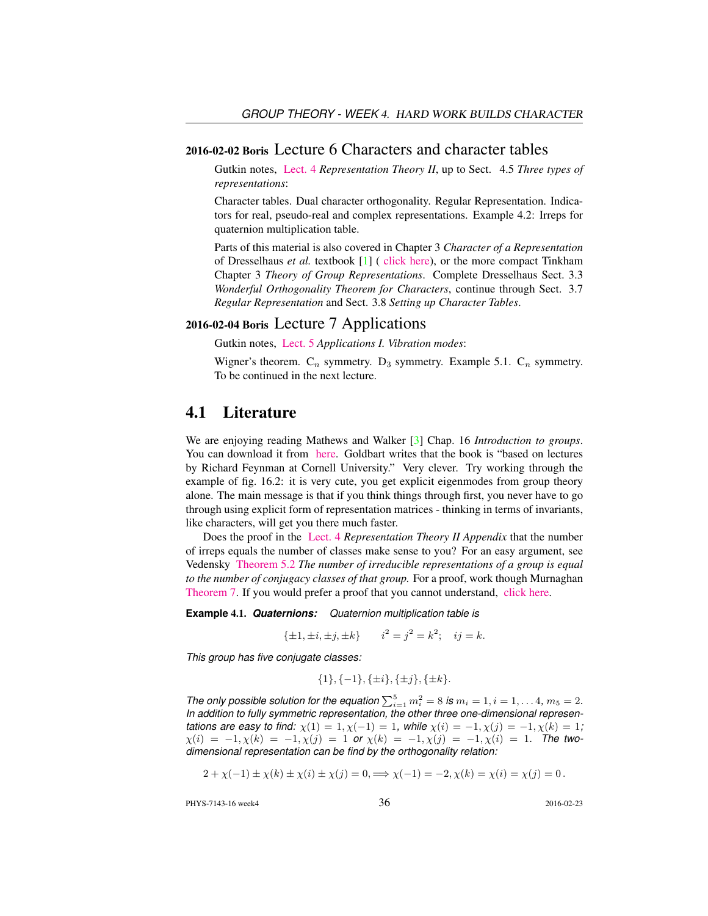## 2016-02-02 Boris Lecture 6 Characters and character tables

Gutkin notes, Lect. 4 *Representation Theory II*, up to Sect. 4.5 *Three types of representations*:

Character tables. Dual character orthogonality. Regular Representation. Indicators for real, pseudo-real and complex representations. Example 4.2: Irreps for quaternion multiplication table.

Parts of this material is also covered in Chapter 3 *Character of a Representation* of Dresselhaus *et al.* textbook [1] ( click here), or the more compact Tinkham Chapter 3 *Theory of Group Representations*. Complete Dresselhaus Sect. 3.3 *Wonderful Orthogonality Theorem for Characters*, continue through Sect. 3.7 *Regular Representation* and Sect. 3.8 *Setting up Character Tables*.

## 2016-02-04 Boris Lecture 7 Applications

Gutkin notes, Lect. 5 *Applications I. Vibration modes*:

Wigner's theorem. $C_n$ symmetry. $D_3$ symmetry. Example 5.1. $C_n$ symmetry. To be continued in the next lecture.

# 4.1 Literature

We are enjoying reading Mathews and Walker [3] Chap. 16 *Introduction to groups*. You can download it from here. Goldbart writes that the book is "based on lectures by Richard Feynman at Cornell University." Very clever. Try working through the example of fig. 16.2: it is very cute, you get explicit eigenmodes from group theory alone. The main message is that if you think things through first, you never have to go through using explicit form of representation matrices - thinking in terms of invariants, like characters, will get you there much faster.

Does the proof in the Lect. 4 *Representation Theory II Appendix* that the number of irreps equals the number of classes make sense to you? For an easy argument, see Vedensky Theorem 5.2 *The number of irreducible representations of a group is equal to the number of conjugacy classes of that group.* For a proof, work though Murnaghan Theorem 7. If you would prefer a proof that you cannot understand, click here.

**Example 4.1.** ***Quaternions:*** *Quaternion multiplication table is*

$$\{\pm 1, \pm i, \pm j, \pm k\} \qquad i^2 = j^2 = k^2; \quad ij = k.$$

*This group has five conjugate classes:*

$$\{1\}, \{-1\}, \{\pm i\}, \{\pm j\}, \{\pm k\}.$$

*The only possible solution for the equation* $\sum_{i=1}^{5} m_i^2 = 8$ *is* $m_i = 1, i = 1, \ldots 4$, $m_5 = 2$. *In addition to fully symmetric representation, the other three one-dimensional representations are easy to find:* $\chi(1) = 1, \chi(-1) = 1$, *while* $\chi(i) = -1, \chi(j) = -1, \chi(k) = 1$; $\chi(i) = -1, \chi(k) = -1, \chi(j) = 1$ *or* $\chi(k) = -1, \chi(j) = -1, \chi(i) = 1$. *The two-dimensional representation can be find by the orthogonality relation:*

$$2 + \chi(-1) \pm \chi(k) \pm \chi(i) \pm \chi(j) = 0, \Longrightarrow \chi(-1) = -2, \chi(k) = \chi(i) = \chi(j) = 0\,.$$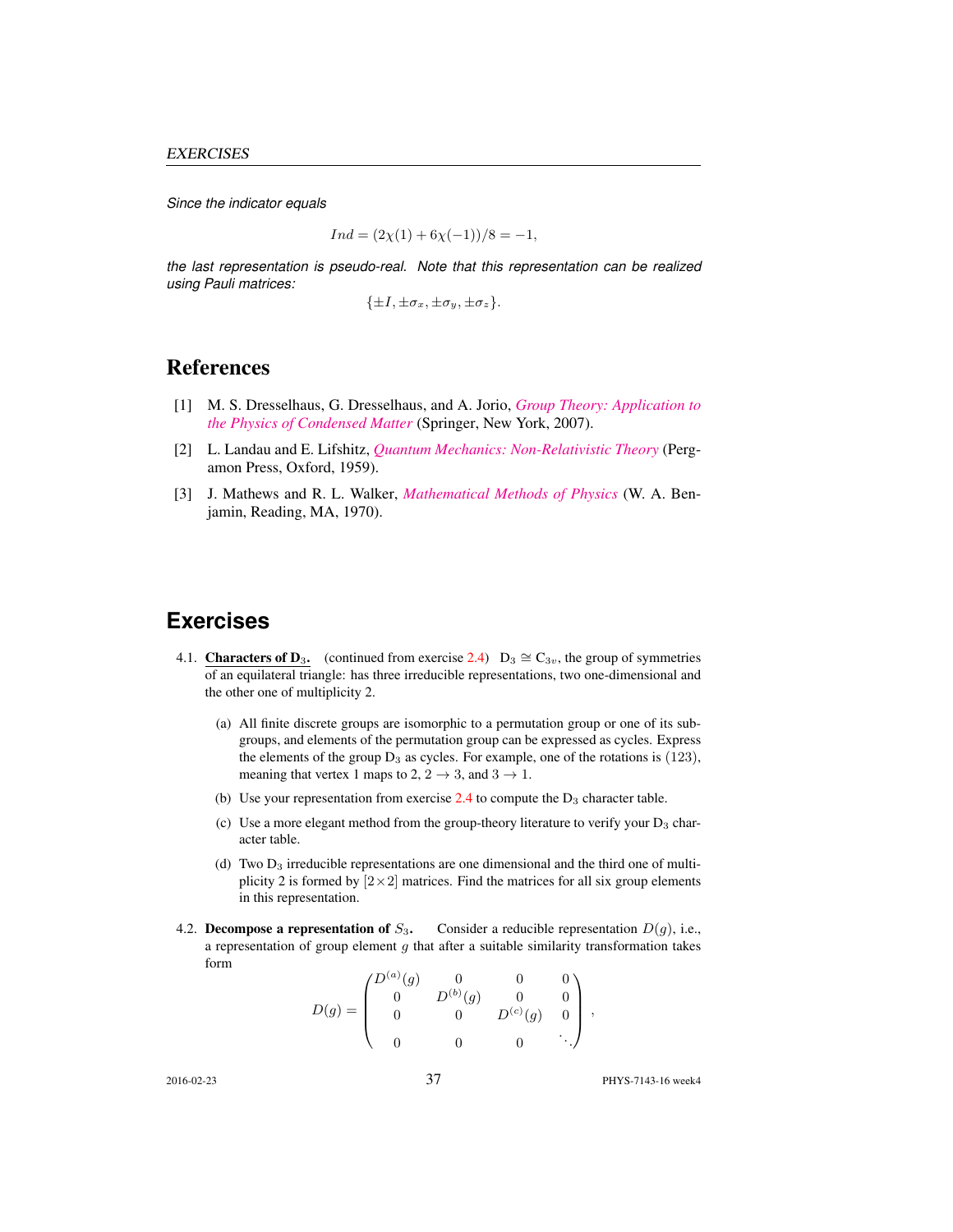*Since the indicator equals*

$$Ind = (2\chi(1) + 6\chi(-1))/8 = -1,$$

*the last representation is pseudo-real. Note that this representation can be realized using Pauli matrices:*

$$\{\pm I, \pm\sigma_x, \pm\sigma_y, \pm\sigma_z\}.$$

# References

[1] M. S. Dresselhaus, G. Dresselhaus, and A. Jorio, *Group Theory: Application to the Physics of Condensed Matter* (Springer, New York, 2007).

[2] L. Landau and E. Lifshitz, *Quantum Mechanics: Non-Relativistic Theory* (Pergamon Press, Oxford, 1959).

[3] J. Mathews and R. L. Walker, *Mathematical Methods of Physics* (W. A. Benjamin, Reading, MA, 1970).

# Exercises

4.1. **Characters of $D_3$.** (continued from exercise 2.4) $D_3 \cong C_{3v}$, the group of symmetries of an equilateral triangle: has three irreducible representations, two one-dimensional and the other one of multiplicity 2.

   (a) All finite discrete groups are isomorphic to a permutation group or one of its subgroups, and elements of the permutation group can be expressed as cycles. Express the elements of the group $D_3$ as cycles. For example, one of the rotations is $(123)$, meaning that vertex 1 maps to 2, $2 \to 3$, and $3 \to 1$.

   (b) Use your representation from exercise 2.4 to compute the $D_3$ character table.

   (c) Use a more elegant method from the group-theory literature to verify your $D_3$ character table.

   (d) Two $D_3$ irreducible representations are one dimensional and the third one of multiplicity 2 is formed by $[2\times2]$ matrices. Find the matrices for all six group elements in this representation.

4.2. **Decompose a representation of $S_3$.** Consider a reducible representation $D(g)$, i.e., a representation of group element $g$ that after a suitable similarity transformation takes form

$$D(g) = \begin{pmatrix} D^{(a)}(g) & 0 & 0 & 0 \\ 0 & D^{(b)}(g) & 0 & 0 \\ 0 & 0 & D^{(c)}(g) & 0 \\ 0 & 0 & 0 & \ddots \end{pmatrix},$$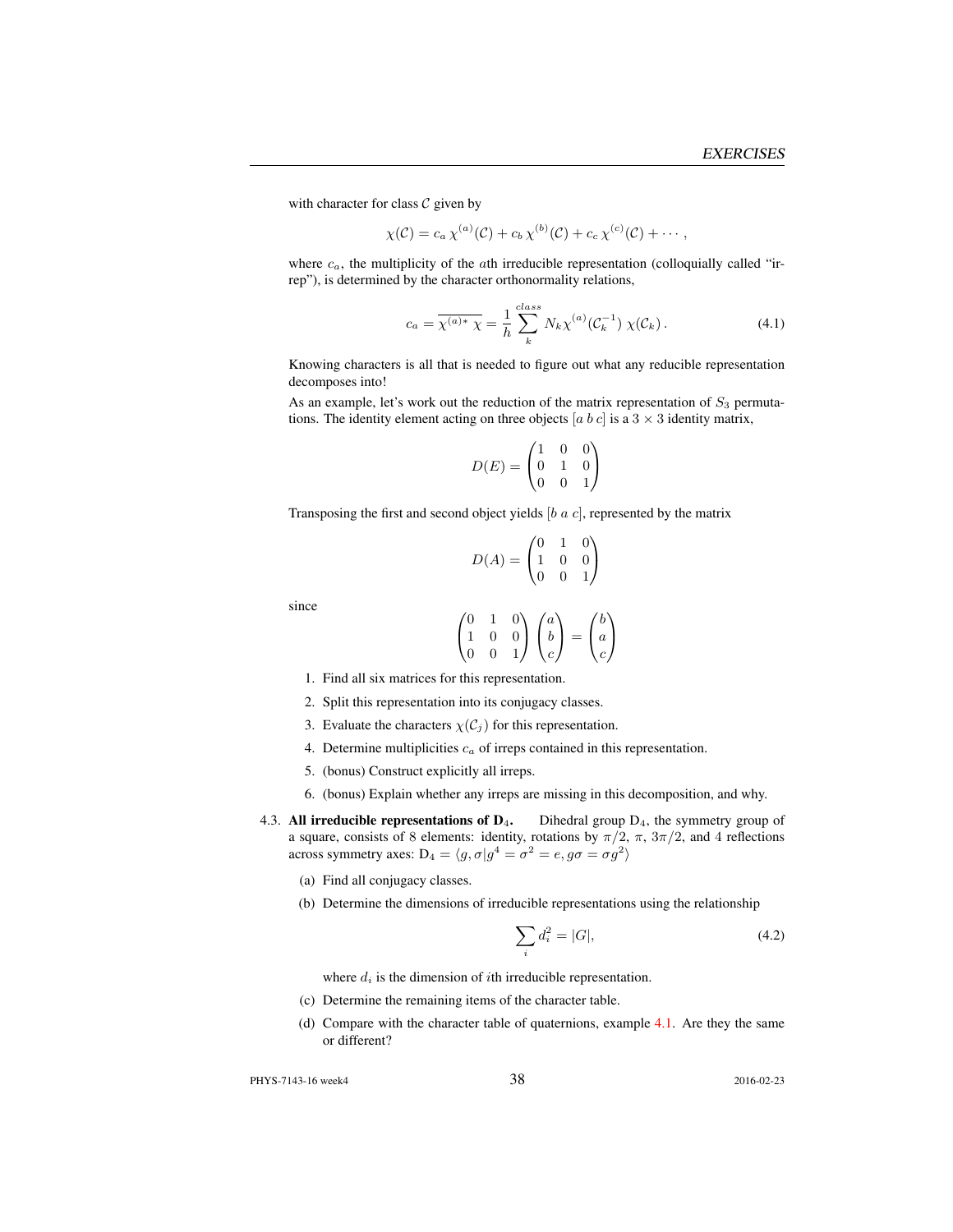with character for class $\mathcal{C}$ given by

$$\chi(\mathcal{C}) = c_a\,\chi^{(a)}(\mathcal{C}) + c_b\,\chi^{(b)}(\mathcal{C}) + c_c\,\chi^{(c)}(\mathcal{C}) + \cdots ,$$

where $c_a$, the multiplicity of the $a$th irreducible representation (colloquially called "irrep"), is determined by the character orthonormality relations,

$$c_a = \overline{\chi^{(a)*}\,\chi} = \frac{1}{h}\sum_{k}^{class} N_k \chi^{(a)}(\mathcal{C}_k^{-1})\,\chi(\mathcal{C}_k)\,. \tag{4.1}$$

Knowing characters is all that is needed to figure out what any reducible representation decomposes into!

As an example, let's work out the reduction of the matrix representation of $S_3$ permutations. The identity element acting on three objects $[a\;b\;c]$ is a $3\times 3$ identity matrix,

$$D(E) = \begin{pmatrix} 1 & 0 & 0 \\ 0 & 1 & 0 \\ 0 & 0 & 1 \end{pmatrix}$$

Transposing the first and second object yields $[b\;a\;c]$, represented by the matrix

$$D(A) = \begin{pmatrix} 0 & 1 & 0 \\ 1 & 0 & 0 \\ 0 & 0 & 1 \end{pmatrix}$$

since

$$\begin{pmatrix} 0 & 1 & 0 \\ 1 & 0 & 0 \\ 0 & 0 & 1 \end{pmatrix}\begin{pmatrix} a \\ b \\ c \end{pmatrix} = \begin{pmatrix} b \\ a \\ c \end{pmatrix}$$

1. Find all six matrices for this representation.
2. Split this representation into its conjugacy classes.
3. Evaluate the characters $\chi(\mathcal{C}_j)$ for this representation.
4. Determine multiplicities $c_a$ of irreps contained in this representation.
5. (bonus) Construct explicitly all irreps.
6. (bonus) Explain whether any irreps are missing in this decomposition, and why.

4.3. **All irreducible representations of $\mathrm{D}_4$.** Dihedral group $\mathrm{D}_4$, the symmetry group of a square, consists of 8 elements: identity, rotations by $\pi/2$, $\pi$, $3\pi/2$, and 4 reflections across symmetry axes: $\mathrm{D}_4 = \langle g, \sigma | g^4 = \sigma^2 = e, g\sigma = \sigma g^2 \rangle$

(a) Find all conjugacy classes.

(b) Determine the dimensions of irreducible representations using the relationship

$$\sum_i d_i^2 = |G|, \tag{4.2}$$

where $d_i$ is the dimension of $i$th irreducible representation.

(c) Determine the remaining items of the character table.

(d) Compare with the character table of quaternions, example 4.1. Are they the same or different?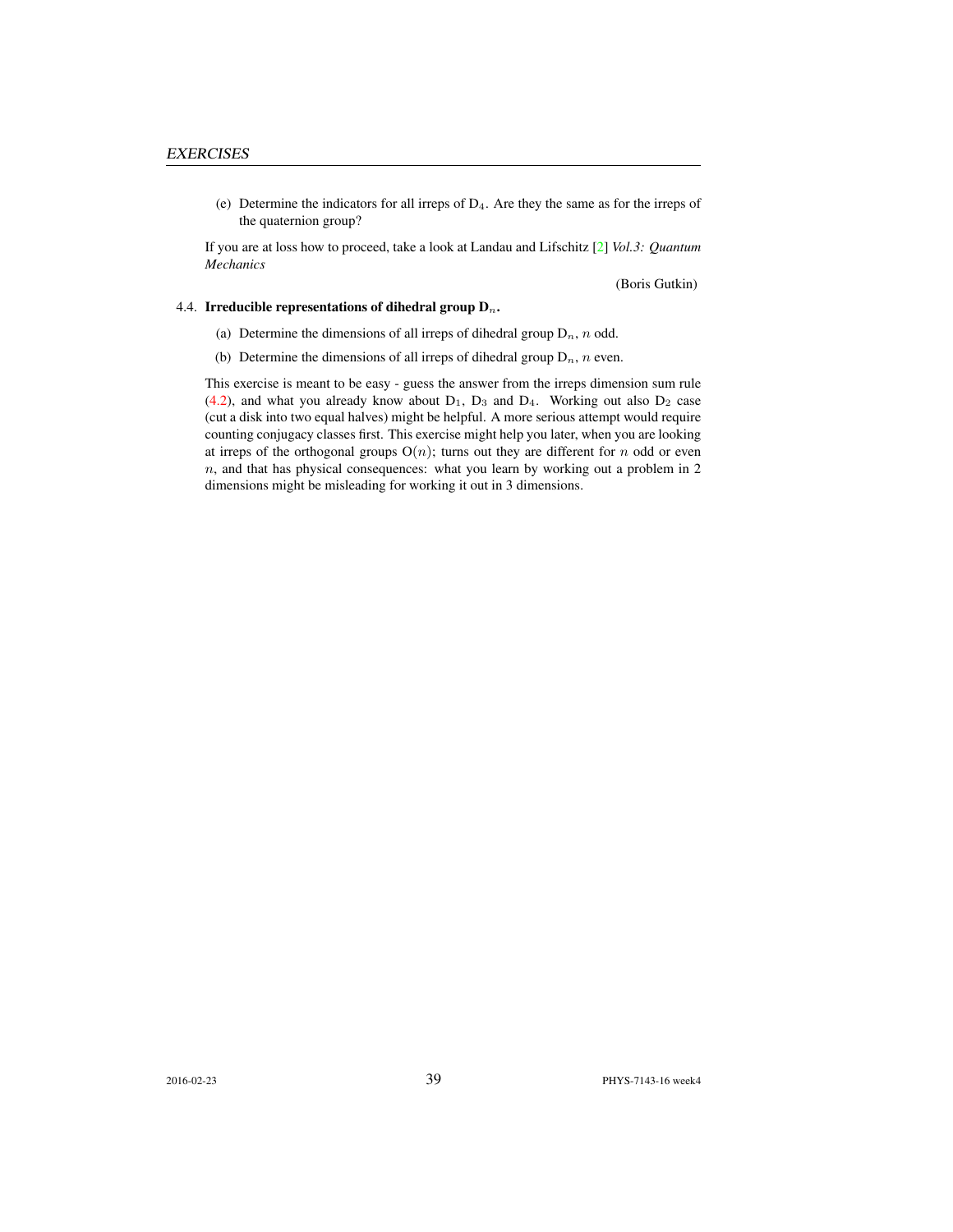(e) Determine the indicators for all irreps of $D_4$. Are they the same as for the irreps of the quaternion group?

If you are at loss how to proceed, take a look at Landau and Lifschitz [2] *Vol.3: Quantum Mechanics*

(Boris Gutkin)

4.4. **Irreducible representations of dihedral group $D_n$.**

(a) Determine the dimensions of all irreps of dihedral group $D_n$, $n$ odd.

(b) Determine the dimensions of all irreps of dihedral group $D_n$, $n$ even.

This exercise is meant to be easy - guess the answer from the irreps dimension sum rule (4.2), and what you already know about $D_1$, $D_3$ and $D_4$. Working out also $D_2$ case (cut a disk into two equal halves) might be helpful. A more serious attempt would require counting conjugacy classes first. This exercise might help you later, when you are looking at irreps of the orthogonal groups $O(n)$; turns out they are different for $n$ odd or even $n$, and that has physical consequences: what you learn by working out a problem in 2 dimensions might be misleading for working it out in 3 dimensions.